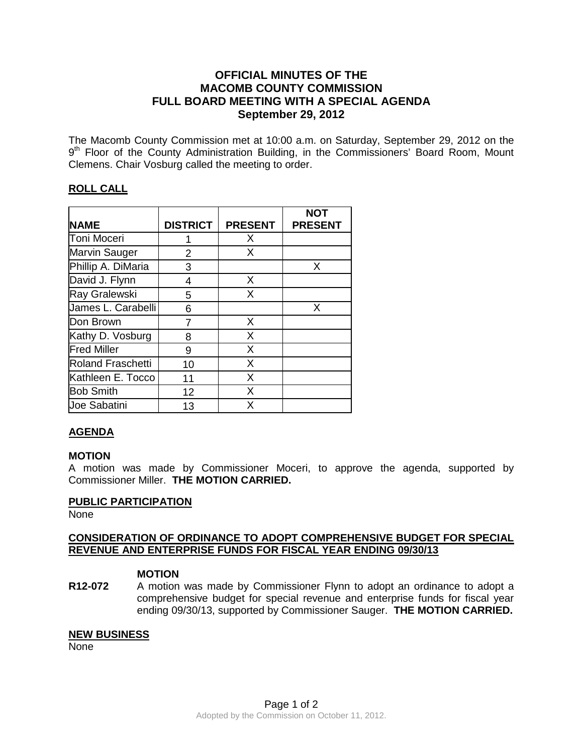# OFFICIAL MINUTES OF THE MACOMB COUNTY COMMISSION FULL BOARD MEETING WITH A SPECIAL AGENDA September 29, 2012

The Macomb County Commission met at 10:00 a.m. on Saturday, September 29, 2012 on the 9th Floor of the County Administration Building, in the Commissioners' Board Room, Mount Clemens. Chair Vosburg called the meeting to order.

## ROLL CALL

| NAME | DISTRICT | PRESENT | NOT PRESENT |
|---|---|---|---|
| Toni Moceri | 1 | X | |
| Marvin Sauger | 2 | X | |
| Phillip A. DiMaria | 3 | | X |
| David J. Flynn | 4 | X | |
| Ray Gralewski | 5 | X | |
| James L. Carabelli | 6 | | X |
| Don Brown | 7 | X | |
| Kathy D. Vosburg | 8 | X | |
| Fred Miller | 9 | X | |
| Roland Fraschetti | 10 | X | |
| Kathleen E. Tocco | 11 | X | |
| Bob Smith | 12 | X | |
| Joe Sabatini | 13 | X | |

## AGENDA

**MOTION**

A motion was made by Commissioner Moceri, to approve the agenda, supported by Commissioner Miller. **THE MOTION CARRIED.**

## PUBLIC PARTICIPATION

None

## CONSIDERATION OF ORDINANCE TO ADOPT COMPREHENSIVE BUDGET FOR SPECIAL REVENUE AND ENTERPRISE FUNDS FOR FISCAL YEAR ENDING 09/30/13

**MOTION**

**R12-072** A motion was made by Commissioner Flynn to adopt an ordinance to adopt a comprehensive budget for special revenue and enterprise funds for fiscal year ending 09/30/13, supported by Commissioner Sauger. **THE MOTION CARRIED.**

## NEW BUSINESS

None

Adopted by the Commission on October 11, 2012.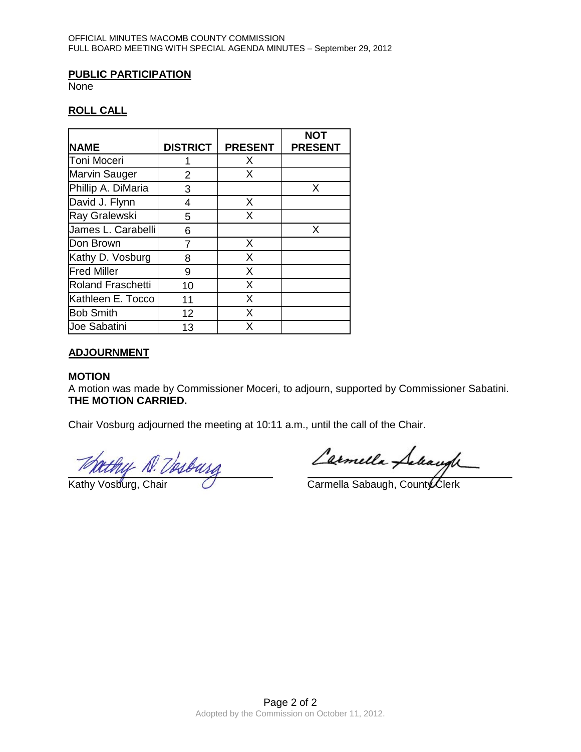## PUBLIC PARTICIPATION

None

## ROLL CALL

| NAME | DISTRICT | PRESENT | NOT PRESENT |
|---|---|---|---|
| Toni Moceri | 1 | X | |
| Marvin Sauger | 2 | X | |
| Phillip A. DiMaria | 3 | | X |
| David J. Flynn | 4 | X | |
| Ray Gralewski | 5 | X | |
| James L. Carabelli | 6 | | X |
| Don Brown | 7 | X | |
| Kathy D. Vosburg | 8 | X | |
| Fred Miller | 9 | X | |
| Roland Fraschetti | 10 | X | |
| Kathleen E. Tocco | 11 | X | |
| Bob Smith | 12 | X | |
| Joe Sabatini | 13 | X | |

## ADJOURNMENT

**MOTION**

A motion was made by Commissioner Moceri, to adjourn, supported by Commissioner Sabatini.
**THE MOTION CARRIED.**

Chair Vosburg adjourned the meeting at 10:11 a.m., until the call of the Chair.

Kathy Vosburg, Chair

Carmella Sabaugh, County Clerk

Adopted by the Commission on October 11, 2012.